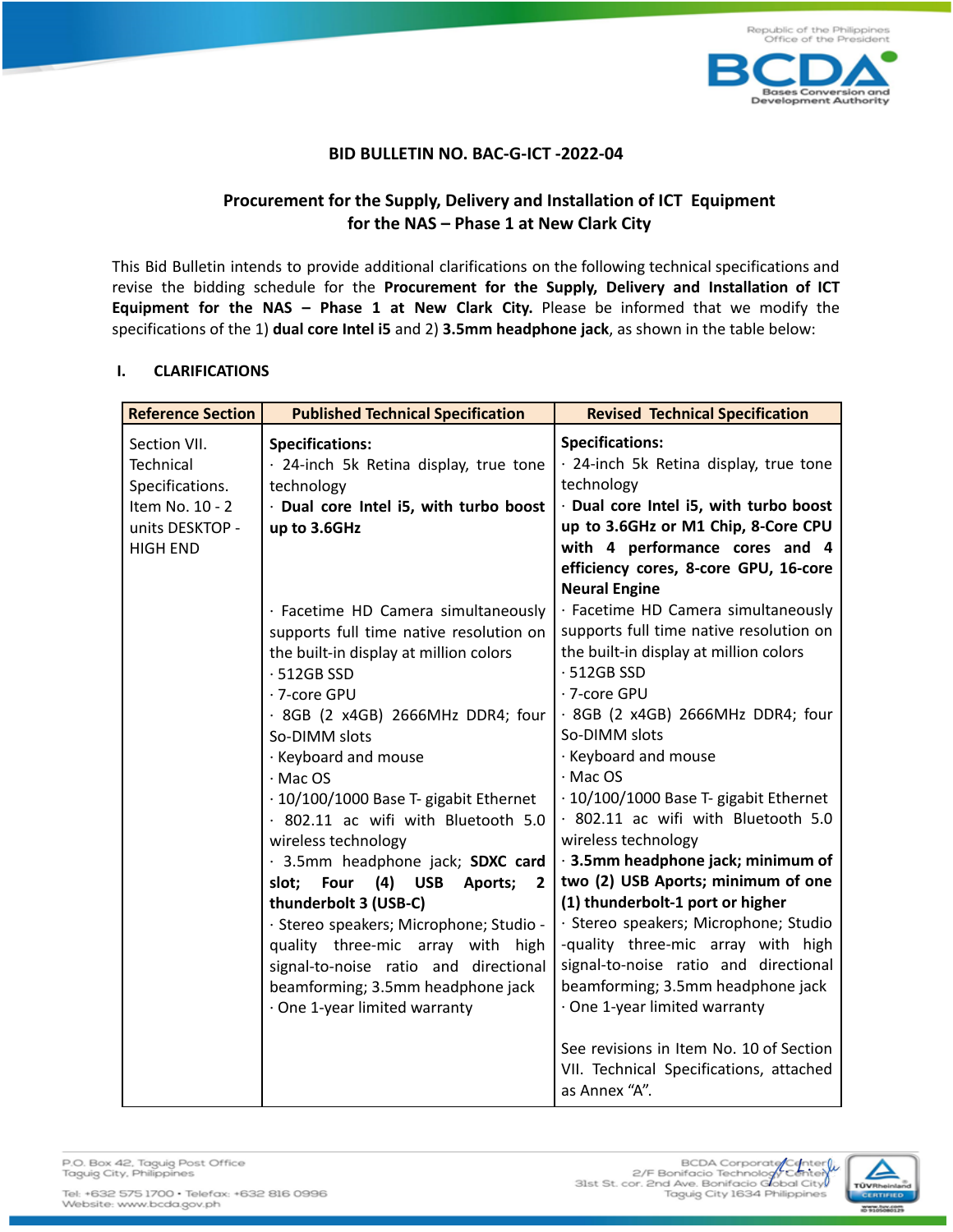## BID BULLETIN NO. BAC-G-ICT -2022-04

## Procurement for the Supply, Delivery and Installation of ICT Equipment for the NAS – Phase 1 at New Clark City

This Bid Bulletin intends to provide additional clarifications on the following technical specifications and revise the bidding schedule for the **Procurement for the Supply, Delivery and Installation of ICT Equipment for the NAS – Phase 1 at New Clark City.** Please be informed that we modify the specifications of the 1) **dual core Intel i5** and 2) **3.5mm headphone jack**, as shown in the table below:

### I. CLARIFICATIONS

| Reference Section | Published Technical Specification | Revised Technical Specification |
|---|---|---|
| Section VII. Technical Specifications. Item No. 10 - 2 units DESKTOP - HIGH END | **Specifications:**<br>· 24-inch 5k Retina display, true tone technology<br>· **Dual core Intel i5, with turbo boost up to 3.6GHz** | **Specifications:**<br>· 24-inch 5k Retina display, true tone technology<br>· **Dual core Intel i5, with turbo boost up to 3.6GHz or M1 Chip, 8-Core CPU with 4 performance cores and 4 efficiency cores, 8-core GPU, 16-core Neural Engine** |
| | · Facetime HD Camera simultaneously supports full time native resolution on the built-in display at million colors<br>· 512GB SSD<br>· 7-core GPU<br>· 8GB (2 x4GB) 2666MHz DDR4; four So-DIMM slots<br>· Keyboard and mouse<br>· Mac OS<br>· 10/100/1000 Base T- gigabit Ethernet<br>· 802.11 ac wifi with Bluetooth 5.0 wireless technology<br>· 3.5mm headphone jack; **SDXC card slot; Four (4) USB Aports; 2 thunderbolt 3 (USB-C)**<br>· Stereo speakers; Microphone; Studio - quality three-mic array with high signal-to-noise ratio and directional beamforming; 3.5mm headphone jack<br>· One 1-year limited warranty | · Facetime HD Camera simultaneously supports full time native resolution on the built-in display at million colors<br>· 512GB SSD<br>· 7-core GPU<br>· 8GB (2 x4GB) 2666MHz DDR4; four So-DIMM slots<br>· Keyboard and mouse<br>· Mac OS<br>· 10/100/1000 Base T- gigabit Ethernet<br>· 802.11 ac wifi with Bluetooth 5.0 wireless technology<br>· **3.5mm headphone jack; minimum of two (2) USB Aports; minimum of one (1) thunderbolt-1 port or higher**<br>· Stereo speakers; Microphone; Studio -quality three-mic array with high signal-to-noise ratio and directional beamforming; 3.5mm headphone jack<br>· One 1-year limited warranty<br><br>See revisions in Item No. 10 of Section VII. Technical Specifications, attached as Annex "A". |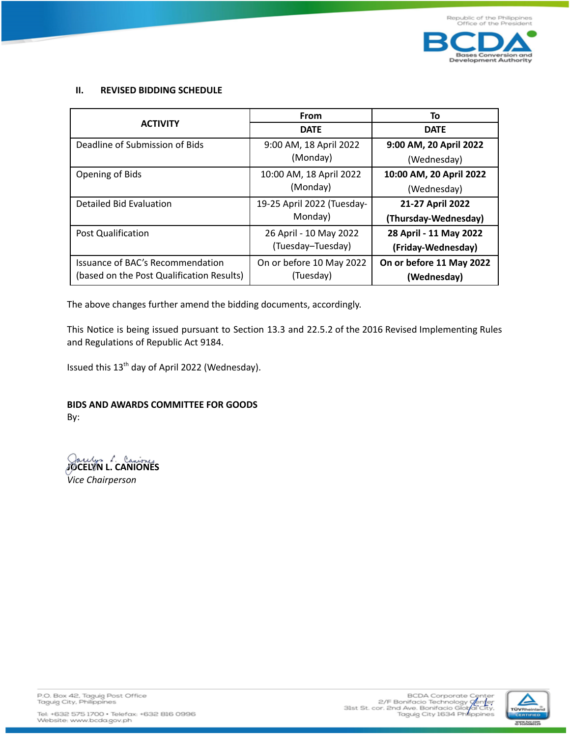## II. REVISED BIDDING SCHEDULE

| ACTIVITY | From | To |
|---|---|---|
| | DATE | DATE |
| Deadline of Submission of Bids | 9:00 AM, 18 April 2022 (Monday) | **9:00 AM, 20 April 2022** (Wednesday) |
| Opening of Bids | 10:00 AM, 18 April 2022 (Monday) | **10:00 AM, 20 April 2022** (Wednesday) |
| Detailed Bid Evaluation | 19-25 April 2022 (Tuesday-Monday) | **21-27 April 2022 (Thursday-Wednesday)** |
| Post Qualification | 26 April - 10 May 2022 (Tuesday–Tuesday) | **28 April - 11 May 2022 (Friday-Wednesday)** |
| Issuance of BAC's Recommendation (based on the Post Qualification Results) | On or before 10 May 2022 (Tuesday) | **On or before 11 May 2022 (Wednesday)** |

The above changes further amend the bidding documents, accordingly.

This Notice is being issued pursuant to Section 13.3 and 22.5.2 of the 2016 Revised Implementing Rules and Regulations of Republic Act 9184.

Issued this 13th day of April 2022 (Wednesday).

**BIDS AND AWARDS COMMITTEE FOR GOODS**
By:

**JOCELYN L. CANIONES**
*Vice Chairperson*